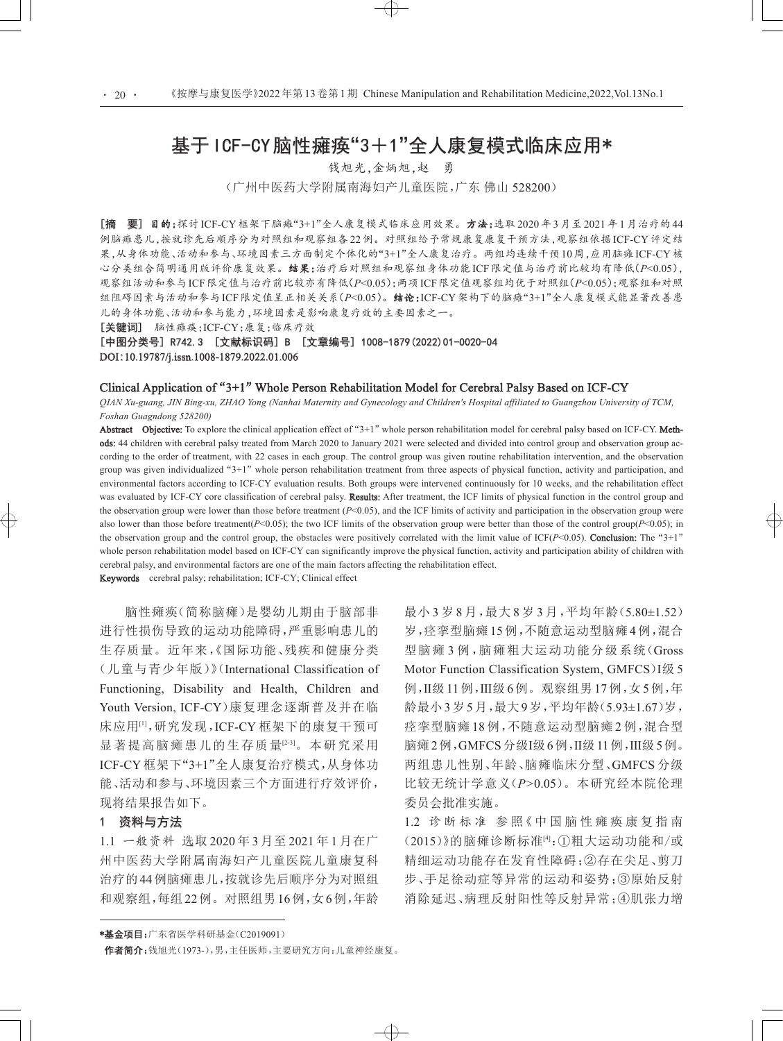# 基于ICF-CY脑性瘫痪“3+1”全人康复模式临床应用*

钱旭光,金炳旭,赵　勇

（广州中医药大学附属南海妇产儿童医院,广东 佛山 528200）

**[摘　要]** **目的**:探讨ICF-CY框架下脑瘫“3+1”全人康复模式临床应用效果。**方法**:选取2020年3月至2021年1月治疗的44例脑瘫患儿,按就诊先后顺序分为对照组和观察组各22例。对照组给予常规康复康复干预方法,观察组依据ICF-CY评定结果,从身体功能、活动和参与、环境因素三方面制定个体化的“3+1”全人康复治疗。两组均连续干预10周,应用脑瘫ICF-CY核心分类组合简明通用版评价康复效果。**结果**:治疗后对照组和观察组身体功能ICF限定值与治疗前比较均有降低($P<0.05$),观察组活动和参与ICF限定值与治疗前比较亦有降低($P<0.05$);两项ICF限定值观察组均优于对照组($P<0.05$);观察组和对照组阻碍因素与活动和参与ICF限定值呈正相关关系($P<0.05$)。**结论**:ICF-CY架构下的脑瘫“3+1”全人康复模式能显著改善患儿的身体功能、活动和参与能力,环境因素是影响康复疗效的主要因素之一。

**[关键词]** 脑性瘫痪;ICF-CY;康复;临床疗效

**[中图分类号]** R742.3 **[文献标识码]** B **[文章编号]** 1008-1879(2022)01-0020-04

DOI:10.19787/j.issn.1008-1879.2022.01.006

## Clinical Application of “3+1” Whole Person Rehabilitation Model for Cerebral Palsy Based on ICF-CY

*QIAN Xu-guang, JIN Bing-xu, ZHAO Yong (Nanhai Maternity and Gynecology and Children's Hospital affiliated to Guangzhou University of TCM, Foshan Guagndong 528200)*

**Abstract** **Objective:** To explore the clinical application effect of “3+1” whole person rehabilitation model for cerebral palsy based on ICF-CY. **Methods:** 44 children with cerebral palsy treated from March 2020 to January 2021 were selected and divided into control group and observation group according to the order of treatment, with 22 cases in each group. The control group was given routine rehabilitation intervention, and the observation group was given individualized “3+1” whole person rehabilitation treatment from three aspects of physical function, activity and participation, and environmental factors according to ICF-CY evaluation results. Both groups were intervened continuously for 10 weeks, and the rehabilitation effect was evaluated by ICF-CY core classification of cerebral palsy. **Results:** After treatment, the ICF limits of physical function in the control group and the observation group were lower than those before treatment ($P<0.05$), and the ICF limits of activity and participation in the observation group were also lower than those before treatment($P<0.05$); the two ICF limits of the observation group were better than those of the control group($P<0.05$); in the observation group and the control group, the obstacles were positively correlated with the limit value of ICF($P<0.05$). **Conclusion:** The “3+1” whole person rehabilitation model based on ICF-CY can significantly improve the physical function, activity and participation ability of children with cerebral palsy, and environmental factors are one of the main factors affecting the rehabilitation effect.

**Keywords** cerebral palsy; rehabilitation; ICF-CY; Clinical effect

脑性瘫痪(简称脑瘫)是婴幼儿期由于脑部非进行性损伤导致的运动功能障碍,严重影响患儿的生存质量。近年来,《国际功能、残疾和健康分类(儿童与青少年版)》(International Classification of Functioning, Disability and Health, Children and Youth Version, ICF-CY)康复理念逐渐普及并在临床应用[1],研究发现,ICF-CY框架下的康复干预可显著提高脑瘫患儿的生存质量[2-3]。本研究采用ICF-CY框架下“3+1”全人康复治疗模式,从身体功能、活动和参与、环境因素三个方面进行疗效评价,现将结果报告如下。

## 1　资料与方法

1.1 一般资料　选取2020年3月至2021年1月在广州中医药大学附属南海妇产儿童医院儿童康复科治疗的44例脑瘫患儿,按就诊先后顺序分为对照组和观察组,每组22例。对照组男16例,女6例,年龄最小3岁8月,最大8岁3月,平均年龄(5.80±1.52)岁,痉挛型脑瘫15例,不随意运动型脑瘫4例,混合型脑瘫3例,脑瘫粗大运动功能分级系统(Gross Motor Function Classification System, GMFCS)Ⅰ级5例,Ⅱ级11例,Ⅲ级6例。观察组男17例,女5例,年龄最小3岁5月,最大9岁,平均年龄(5.93±1.67)岁,痉挛型脑瘫18例,不随意运动型脑瘫2例,混合型脑瘫2例,GMFCS分级Ⅰ级6例,Ⅱ级11例,Ⅲ级5例。两组患儿性别、年龄、脑瘫临床分型、GMFCS分级比较无统计学意义($P>0.05$)。本研究经本院伦理委员会批准实施。

1.2 诊断标准　参照《中国脑性瘫痪康复指南(2015)》的脑瘫诊断标准[4]:①粗大运动功能和/或精细运动功能存在发育性障碍;②存在尖足、剪刀步、手足徐动症等异常的运动和姿势;③原始反射消除延迟、病理反射阳性等反射异常;④肌张力增

---

*基金项目:广东省医学科研基金(C2019091)

作者简介:钱旭光(1973-),男,主任医师,主要研究方向:儿童神经康复。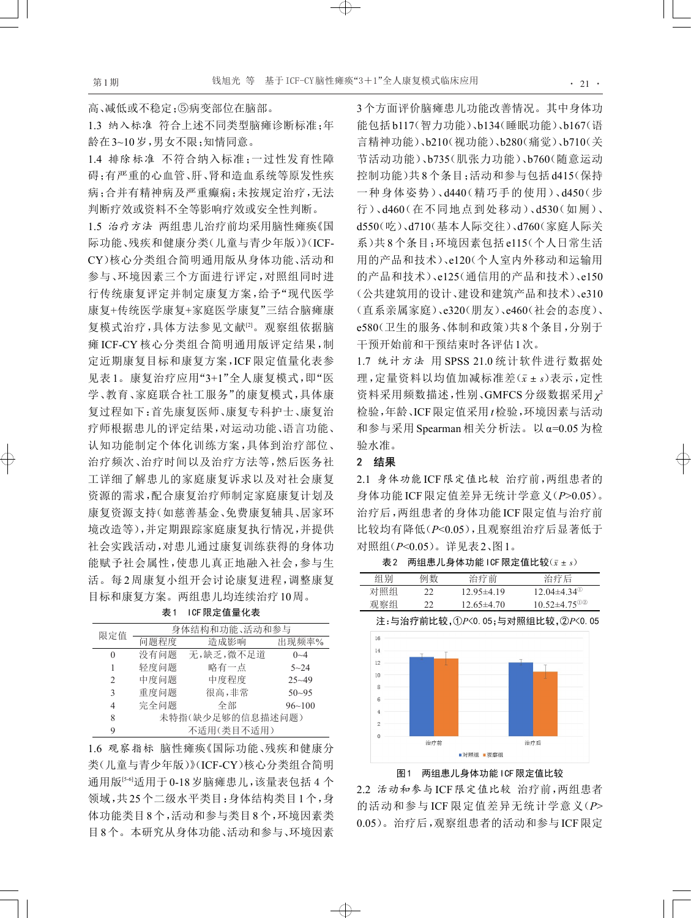高、减低或不稳定；⑤病变部位在脑部。

1.3 纳入标准 符合上述不同类型脑瘫诊断标准；年龄在3~10岁，男女不限；知情同意。

1.4 排除标准 不符合纳入标准；一过性发育性障碍；有严重的心血管、肝、肾和造血系统等原发性疾病；合并有精神病及严重癫痫；未按规定治疗，无法判断疗效或资料不全等影响疗效或安全性判断。

1.5 治疗方法 两组患儿治疗前均采用脑性瘫痪《国际功能、残疾和健康分类（儿童与青少年版）》（ICF-CY）核心分类组合简明通用版从身体功能、活动和参与、环境因素三个方面进行评定，对照组同时进行传统康复评定并制定康复方案，给予"现代医学康复+传统医学康复+家庭医学康复"三结合脑瘫康复模式治疗，具体方法参见文献[2]。观察组依据脑瘫ICF-CY核心分类组合简明通用版评定结果，制定近期康复目标和康复方案，ICF限定值量化表参见表1。康复治疗应用"3+1"全人康复模式，即"医学、教育、家庭联合社工服务"的康复模式，具体康复过程如下：首先康复医师、康复专科护士、康复治疗师根据患儿的评定结果，对运动功能、语言功能、认知功能制定个体化训练方案，具体到治疗部位、治疗频次、治疗时间以及治疗方法等，然后医务社工详细了解患儿的家庭康复诉求以及对社会康复资源的需求，配合康复治疗师制定家庭康复计划及康复资源支持（如慈善基金、免费康复辅具、居家环境改造等），并定期跟踪家庭康复执行情况，并提供社会实践活动，对患儿通过康复训练获得的身体功能赋予社会属性，使患儿真正地融入社会，参与生活。每2周康复小组开会讨论康复进程，调整康复目标和康复方案。两组患儿均连续治疗10周。

表1 ICF限定值量化表

| 限定值 | 身体结构和功能、活动和参与 | | |
|---|---|---|---|
| | 问题程度 | 造成影响 | 出现频率% |
| 0 | 没有问题 | 无，缺乏，微不足道 | 0~4 |
| 1 | 轻度问题 | 略有一点 | 5~24 |
| 2 | 中度问题 | 中度程度 | 25~49 |
| 3 | 重度问题 | 很高，非常 | 50~95 |
| 4 | 完全问题 | 全部 | 96~100 |
| 8 | 未特指（缺少足够的信息描述问题） | | |
| 9 | 不适用（类目不适用） | | |

1.6 观察指标 脑性瘫痪《国际功能、残疾和健康分类（儿童与青少年版）》（ICF-CY）核心分类组合简明通用版[5-6]适用于0-18岁脑瘫患儿，该量表包括4个领域，共25个二级水平类目：身体结构类目1个，身体功能类目8个，活动和参与类目8个，环境因素类目8个。本研究从身体功能、活动和参与、环境因素3个方面评价脑瘫患儿功能改善情况。其中身体功能包括b117（智力功能）、b134（睡眠功能）、b167（语言精神功能）、b210（视功能）、b280（痛觉）、b710（关节活动功能）、b735（肌张力功能）、b760（随意运动控制功能）共8个条目；活动和参与包括d415（保持一种身体姿势）、d440（精巧手的使用）、d450（步行）、d460（在不同地点到处移动）、d530（如厕）、d550（吃）、d710（基本人际交往）、d760（家庭人际关系）共8个条目；环境因素包括e115（个人日常生活用的产品和技术）、e120（个人室内外移动和运输用的产品和技术）、e125（通信用的产品和技术）、e150（公共建筑用的设计、建设和建筑产品和技术）、e310（直系亲属家庭）、e320（朋友）、e460（社会的态度）、e580（卫生的服务、体制和政策）共8个条目，分别于干预开始前和干预结束时各评估1次。

1.7 统计方法 用SPSS 21.0统计软件进行数据处理，定量资料以均值加减标准差（$\bar{x} \pm s$）表示，定性资料采用频数描述，性别、GMFCS分级数据采用$\chi^2$检验，年龄、ICF限定值采用$t$检验，环境因素与活动和参与采用Spearman相关分析法。以$\alpha$=0.05为检验水准。

## 2 结果

2.1 身体功能ICF限定值比较 治疗前，两组患者的身体功能ICF限定值差异无统计学意义（$P$>0.05）。治疗后，两组患者的身体功能ICF限定值与治疗前比较均有降低（$P$<0.05），且观察组治疗后显著低于对照组（$P$<0.05）。详见表2、图1。

表2 两组患儿身体功能ICF限定值比较（$\bar{x} \pm s$）

| 组别 | 例数 | 治疗前 | 治疗后 |
|---|---|---|---|
| 对照组 | 22 | 12.95±4.19 | 12.04±4.34① |
| 观察组 | 22 | 12.65±4.70 | 10.52±4.75①② |

注：与治疗前比较，①$P$<0.05；与对照组比较，②$P$<0.05

图1 两组患儿身体功能ICF限定值比较

2.2 活动和参与ICF限定值比较 治疗前，两组患者的活动和参与ICF限定值差异无统计学意义（$P$>0.05）。治疗后，观察组患者的活动和参与ICF限定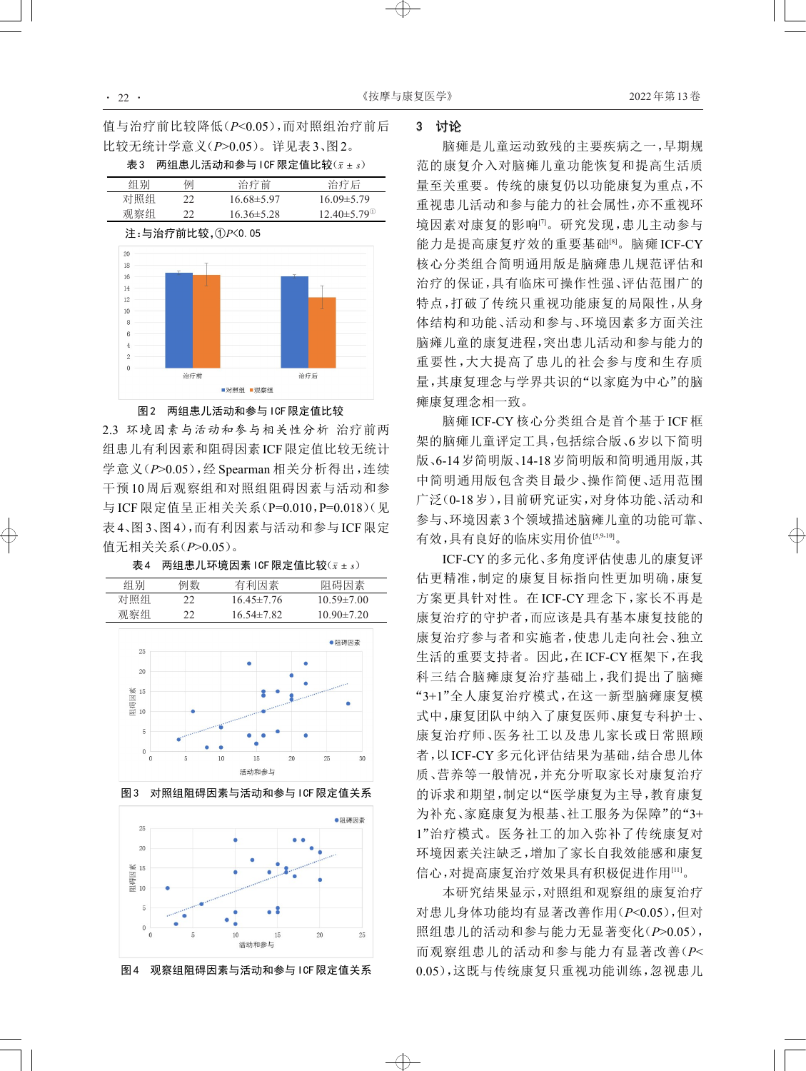值与治疗前比较降低($P$<0.05)，而对照组治疗前后比较无统计学意义($P$>0.05)。详见表3、图2。

表3　两组患儿活动和参与ICF限定值比较($\bar{x}\pm s$)

| 组别 | 例 | 治疗前 | 治疗后 |
|---|---|---|---|
| 对照组 | 22 | 16.68±5.97 | 16.09±5.79 |
| 观察组 | 22 | 16.36±5.28 | 12.40±5.79① |

注：与治疗前比较，①$P$<0.05

图2　两组患儿活动和参与ICF限定值比较

2.3 环境因素与活动和参与相关性分析　治疗前两组患儿有利因素和阻碍因素ICF限定值比较无统计学意义($P$>0.05)，经Spearman相关分析得出，连续干预10周后观察组和对照组阻碍因素与活动和参与ICF限定值呈正相关关系(P=0.010，P=0.018)(见表4、图3、图4)，而有利因素与活动和参与ICF限定值无相关关系($P$>0.05)。

表4　两组患儿环境因素ICF限定值比较($\bar{x}\pm s$)

| 组别 | 例数 | 有利因素 | 阻碍因素 |
|---|---|---|---|
| 对照组 | 22 | 16.45±7.76 | 10.59±7.00 |
| 观察组 | 22 | 16.54±7.82 | 10.90±7.20 |

图3　对照组阻碍因素与活动和参与ICF限定值关系

图4　观察组阻碍因素与活动和参与ICF限定值关系

## 3　讨论

脑瘫是儿童运动致残的主要疾病之一，早期规范的康复介入对脑瘫儿童功能恢复和提高生活质量至关重要。传统的康复仍以功能康复为重点，不重视患儿活动和参与能力的社会属性，亦不重视环境因素对康复的影响[7]。研究发现，患儿主动参与能力是提高康复疗效的重要基础[8]。脑瘫ICF-CY核心分类组合简明通用版是脑瘫患儿规范评估和治疗的保证，具有临床可操作性强、评估范围广的特点，打破了传统只重视功能康复的局限性，从身体结构和功能、活动和参与、环境因素多方面关注脑瘫儿童的康复进程，突出患儿活动和参与能力的重要性，大大提高了患儿的社会参与度和生存质量，其康复理念与学界共识的"以家庭为中心"的脑瘫康复理念相一致。

脑瘫ICF-CY核心分类组合是首个基于ICF框架的脑瘫儿童评定工具，包括综合版、6岁以下简明版、6-14岁简明版、14-18岁简明版和简明通用版，其中简明通用版包含类目最少、操作简便、适用范围广泛(0-18岁)，目前研究证实，对身体功能、活动和参与、环境因素3个领域描述脑瘫儿童的功能可靠、有效，具有良好的临床实用价值[5,9-10]。

ICF-CY的多元化、多角度评估使患儿的康复评估更精准，制定的康复目标指向性更加明确，康复方案更具针对性。在ICF-CY理念下，家长不再是康复治疗的守护者，而应该是具有基本康复技能的康复治疗参与者和实施者，使患儿走向社会、独立生活的重要支持者。因此，在ICF-CY框架下，在我科三结合脑瘫康复治疗基础上，我们提出了脑瘫"3+1"全人康复治疗模式，在这一新型脑瘫康复模式中，康复团队中纳入了康复医师、康复专科护士、康复治疗师、医务社工以及患儿家长或日常照顾者，以ICF-CY多元化评估结果为基础，结合患儿体质、营养等一般情况，并充分听取家长对康复治疗的诉求和期望，制定以"医学康复为主导，教育康复为补充、家庭康复为根基、社工服务为保障"的"3+1"治疗模式。医务社工的加入弥补了传统康复对环境因素关注缺乏，增加了家长自我效能感和康复信心，对提高康复治疗效果具有积极促进作用[11]。

本研究结果显示，对照组和观察组的康复治疗对患儿身体功能均有显著改善作用($P$<0.05)，但对照组患儿的活动和参与能力无显著变化($P$>0.05)，而观察组患儿的活动和参与能力有显著改善($P$<0.05)，这既与传统康复只重视功能训练，忽视患儿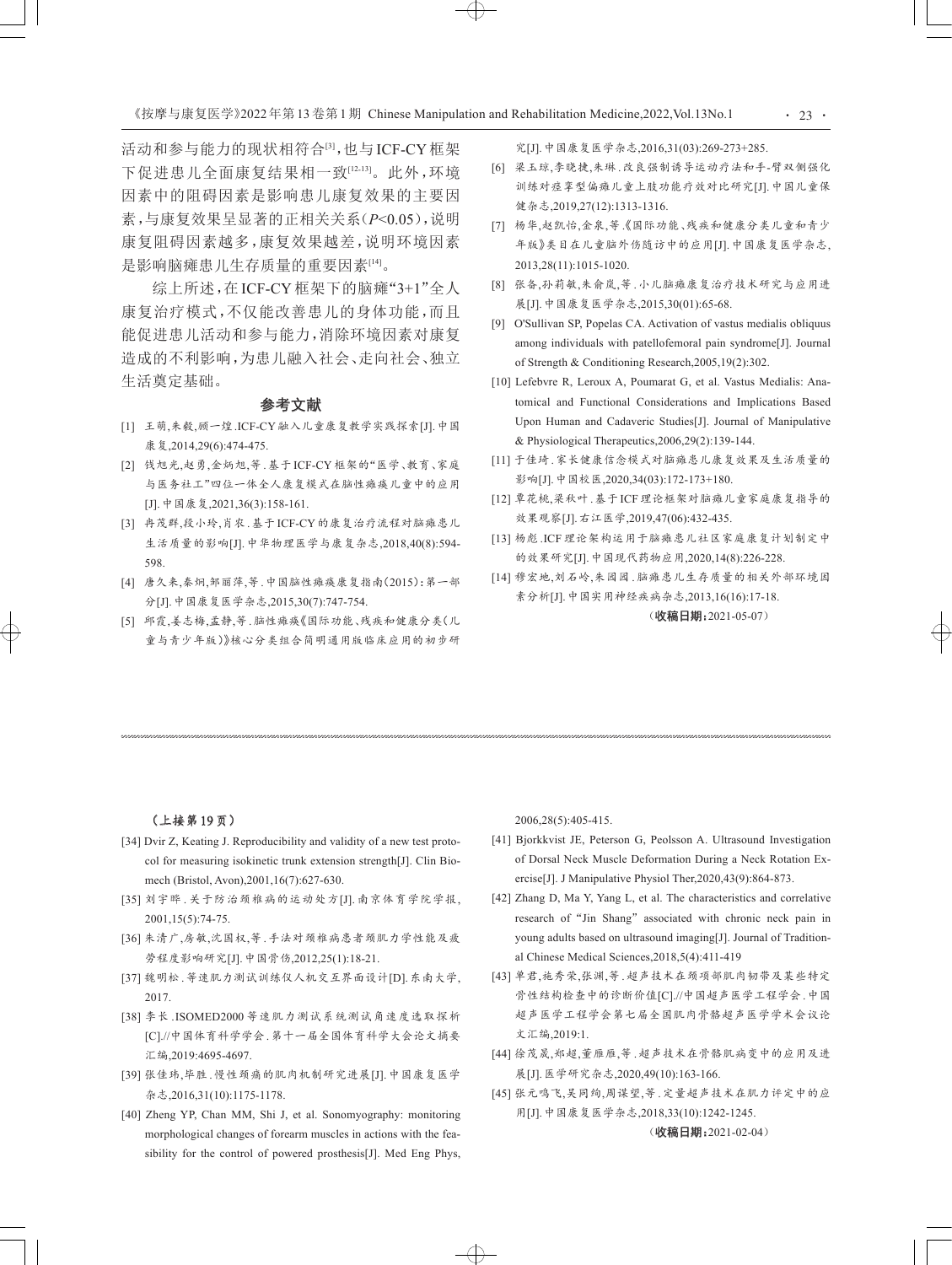活动和参与能力的现状相符合[3]，也与ICF-CY框架下促进患儿全面康复结果相一致[12-13]。此外，环境因素中的阻碍因素是影响患儿康复效果的主要因素，与康复效果呈显著的正相关关系（$P$<0.05），说明康复阻碍因素越多，康复效果越差，说明环境因素是影响脑瘫患儿生存质量的重要因素[14]。

综上所述，在ICF-CY框架下的脑瘫"3+1"全人康复治疗模式，不仅能改善患儿的身体功能，而且能促进患儿活动和参与能力，消除环境因素对康复造成的不利影响，为患儿融入社会、走向社会、独立生活奠定基础。

## 参考文献

[1] 王萌，朱毅，顾一煌.ICF-CY融入儿童康复教学实践探索[J].中国康复,2014,29(6):474-475.

[2] 钱旭光，赵勇，金炳旭，等.基于ICF-CY框架的"医学、教育、家庭与医务社工"四位一体全人康复模式在脑性瘫痪儿童中的应用[J].中国康复,2021,36(3):158-161.

[3] 冉茂群，段小玲，肖农.基于ICF-CY的康复治疗流程对脑瘫患儿生活质量的影响[J].中华物理医学与康复杂志,2018,40(8):594-598.

[4] 唐久来，秦炯，邹丽萍，等.中国脑性瘫痪康复指南（2015）：第一部分[J].中国康复医学杂志,2015,30(7):747-754.

[5] 邱霞，姜志梅，孟静，等.脑性瘫痪《国际功能、残疾和健康分类（儿童与青少年版）》核心分类组合简明通用版临床应用的初步研究[J].中国康复医学杂志,2016,31(03):269-273+285.

[6] 梁玉琼，李晓捷，朱琳.改良强制诱导运动疗法和手-臂双侧强化训练对痉挛型偏瘫儿童上肢功能疗效对比研究[J].中国儿童保健杂志,2019,27(12):1313-1316.

[7] 杨华，赵凯怡，金泉，等.《国际功能、残疾和健康分类儿童和青少年版》类目在儿童脑外伤随访中的应用[J].中国康复医学杂志,2013,28(11):1015-1020.

[8] 张备，孙莉敏，朱俞岚，等.小儿脑瘫康复治疗技术研究与应用进展[J].中国康复医学杂志,2015,30(01):65-68.

[9] O'Sullivan SP, Popelas CA. Activation of vastus medialis obliquus among individuals with patellofemoral pain syndrome[J]. Journal of Strength & Conditioning Research,2005,19(2):302.

[10] Lefebvre R, Leroux A, Poumarat G, et al. Vastus Medialis: Anatomical and Functional Considerations and Implications Based Upon Human and Cadaveric Studies[J]. Journal of Manipulative & Physiological Therapeutics,2006,29(2):139-144.

[11] 于佳琦.家长健康信念模式对脑瘫患儿康复效果及生活质量的影响[J].中国校医,2020,34(03):172-173+180.

[12] 覃花桃，梁秋叶.基于ICF理论框架对脑瘫儿童家庭康复指导的效果观察[J].右江医学,2019,47(06):432-435.

[13] 杨彪.ICF理论架构运用于脑瘫患儿社区家庭康复计划制定中的效果研究[J].中国现代药物应用,2020,14(8):226-228.

[14] 穆宏地，刘石岭，来园园.脑瘫患儿生存质量的相关外部环境因素分析[J].中国实用神经疾病杂志,2013,16(16):17-18.

（**收稿日期**：2021-05-07）

---

（上接第19页）

[34] Dvir Z, Keating J. Reproducibility and validity of a new test protocol for measuring isokinetic trunk extension strength[J]. Clin Biomech (Bristol, Avon),2001,16(7):627-630.

[35] 刘宇晔.关于防治颈椎病的运动处方[J].南京体育学院学报,2001,15(5):74-75.

[36] 朱清广，房敏，沈国权，等.手法对颈椎病患者颈肌力学性能及疲劳程度影响研究[J].中国骨伤,2012,25(1):18-21.

[37] 魏明松.等速肌力测试训练仪人机交互界面设计[D].东南大学,2017.

[38] 李长.ISOMED2000等速肌力测试系统测试角速度选取探析[C].//中国体育科学学会.第十一届全国体育科学大会论文摘要汇编,2019:4695-4697.

[39] 张佳玮，毕胜.慢性颈痛的肌肉机制研究进展[J].中国康复医学杂志,2016,31(10):1175-1178.

[40] Zheng YP, Chan MM, Shi J, et al. Sonomyography: monitoring morphological changes of forearm muscles in actions with the feasibility for the control of powered prosthesis[J]. Med Eng Phys, 2006,28(5):405-415.

[41] Bjorkkvist JE, Peterson G, Peolsson A. Ultrasound Investigation of Dorsal Neck Muscle Deformation During a Neck Rotation Exercise[J]. J Manipulative Physiol Ther,2020,43(9):864-873.

[42] Zhang D, Ma Y, Yang L, et al. The characteristics and correlative research of "Jin Shang" associated with chronic neck pain in young adults based on ultrasound imaging[J]. Journal of Traditional Chinese Medical Sciences,2018,5(4):411-419

[43] 单君，施秀荣，张渊，等.超声技术在颈项部肌肉韧带及某些特定骨性结构检查中的诊断价值[C].//中国超声医学工程学会.中国超声医学工程学会第七届全国肌肉骨骼超声医学学术会议论文汇编,2019:1.

[44] 徐茂晟，郑超，董雁雁，等.超声技术在骨骼肌病变中的应用及进展[J].医学研究杂志,2020,49(10):163-166.

[45] 张元鸣飞，吴同绚，周谋望，等.定量超声技术在肌力评定中的应用[J].中国康复医学杂志,2018,33(10):1242-1245.

（**收稿日期**：2021-02-04）